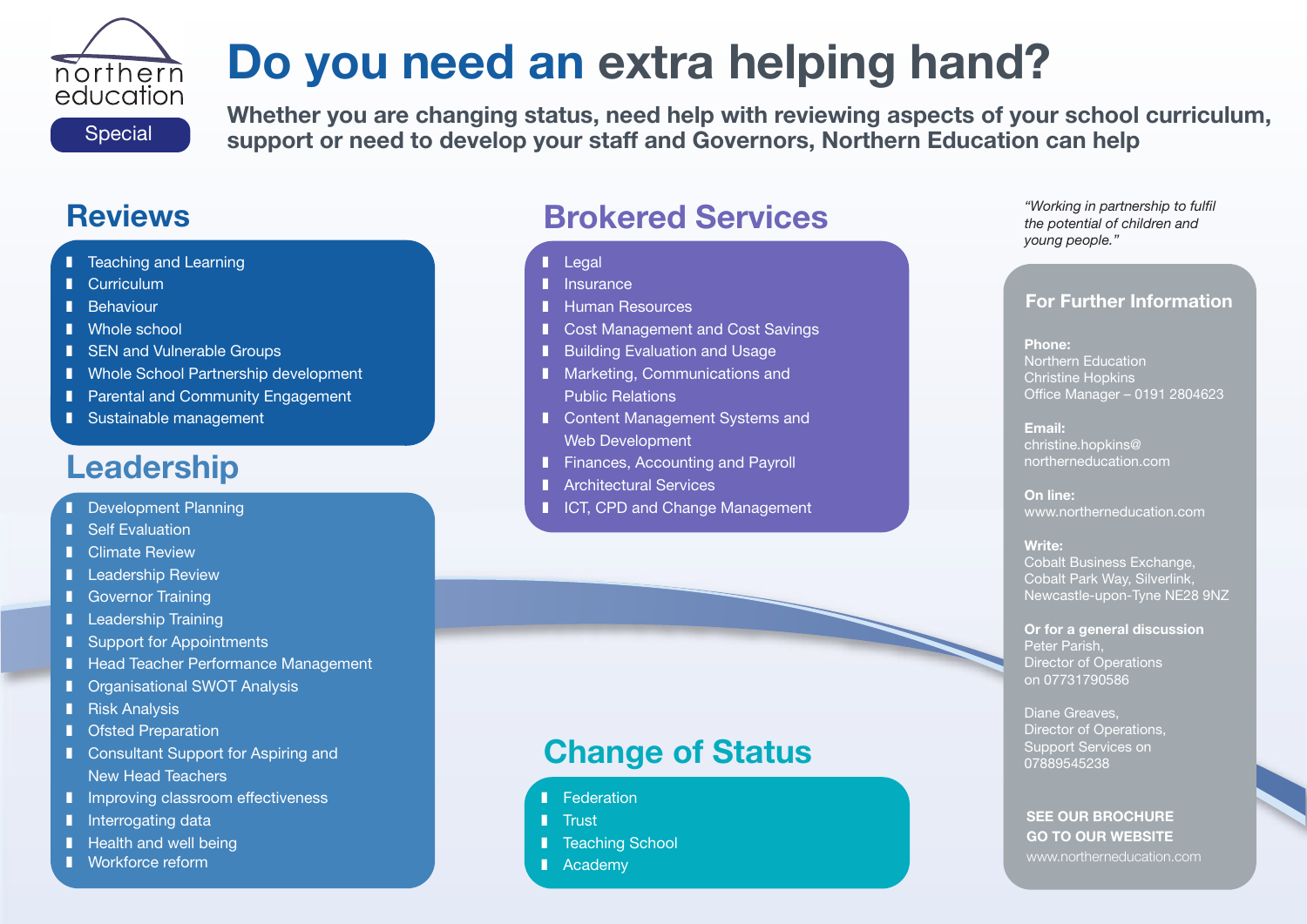northern education

Special

# Do you need an extra helping hand?

**Whether you are changing status, need help with reviewing aspects of your school curriculum, support or need to develop your staff and Governors, Northern Education can help**

## Reviews

- Teaching and Learning
- Curriculum
- Behaviour
- Whole school
- SEN and Vulnerable Groups
- Whole School Partnership development
- Parental and Community Engagement
- Sustainable management

## Leadership

- Development Planning
- Self Evaluation
- Climate Review
- Leadership Review
- Governor Training
- Leadership Training
- Support for Appointments
- Head Teacher Performance Management
- Organisational SWOT Analysis
- Risk Analysis
- Ofsted Preparation
- Consultant Support for Aspiring and New Head Teachers
- Improving classroom effectiveness
- Interrogating data
- Health and well being
- Workforce reform

## Brokered Services

- Legal
- Insurance
- Human Resources
- Cost Management and Cost Savings
- Building Evaluation and Usage
- Marketing, Communications and Public Relations
- Content Management Systems and Web Development
- Finances, Accounting and Payroll
- Architectural Services
- ICT, CPD and Change Management

## Change of Status

- Federation
- Trust
- Teaching School
- Academy

*"Working in partnership to fulfil the potential of children and young people."*

### For Further Information

**Phone:**
Northern Education
Christine Hopkins
Office Manager – 0191 2804623

**Email:**
christine.hopkins@northerneducation.com

**On line:**
www.northerneducation.com

**Write:**
Cobalt Business Exchange,
Cobalt Park Way, Silverlink,
Newcastle-upon-Tyne NE28 9NZ

**Or for a general discussion**
Peter Parish,
Director of Operations
on 07731790586

Diane Greaves,
Director of Operations,
Support Services on
07889545238

**SEE OUR BROCHURE**
**GO TO OUR WEBSITE**
www.northerneducation.com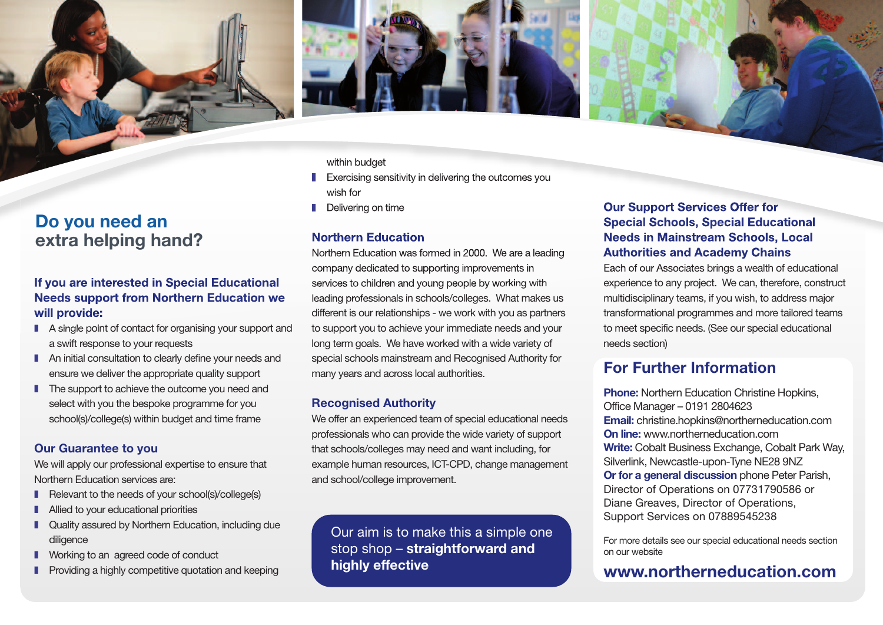## Do you need an extra helping hand?

### If you are interested in Special Educational Needs support from Northern Education we will provide:

- A single point of contact for organising your support and a swift response to your requests
- An initial consultation to clearly define your needs and ensure we deliver the appropriate quality support
- The support to achieve the outcome you need and select with you the bespoke programme for you school(s)/college(s) within budget and time frame

### Our Guarantee to you

We will apply our professional expertise to ensure that Northern Education services are:

- Relevant to the needs of your school(s)/college(s)
- Allied to your educational priorities
- Quality assured by Northern Education, including due diligence
- Working to an agreed code of conduct
- Providing a highly competitive quotation and keeping within budget
- Exercising sensitivity in delivering the outcomes you wish for
- Delivering on time

### Northern Education

Northern Education was formed in 2000. We are a leading company dedicated to supporting improvements in services to children and young people by working with leading professionals in schools/colleges. What makes us different is our relationships - we work with you as partners to support you to achieve your immediate needs and your long term goals. We have worked with a wide variety of special schools mainstream and Recognised Authority for many years and across local authorities.

### Recognised Authority

We offer an experienced team of special educational needs professionals who can provide the wide variety of support that schools/colleges may need and want including, for example human resources, ICT-CPD, change management and school/college improvement.

Our aim is to make this a simple one stop shop – **straightforward and highly effective**

### Our Support Services Offer for Special Schools, Special Educational Needs in Mainstream Schools, Local Authorities and Academy Chains

Each of our Associates brings a wealth of educational experience to any project. We can, therefore, construct multidisciplinary teams, if you wish, to address major transformational programmes and more tailored teams to meet specific needs. (See our special educational needs section)

## For Further Information

**Phone:** Northern Education Christine Hopkins, Office Manager – 0191 2804623
**Email:** christine.hopkins@northerneducation.com
**On line:** www.northerneducation.com
**Write:** Cobalt Business Exchange, Cobalt Park Way, Silverlink, Newcastle-upon-Tyne NE28 9NZ
**Or for a general discussion** phone Peter Parish, Director of Operations on 07731790586 or Diane Greaves, Director of Operations, Support Services on 07889545238

For more details see our special educational needs section on our website

**www.northerneducation.com**